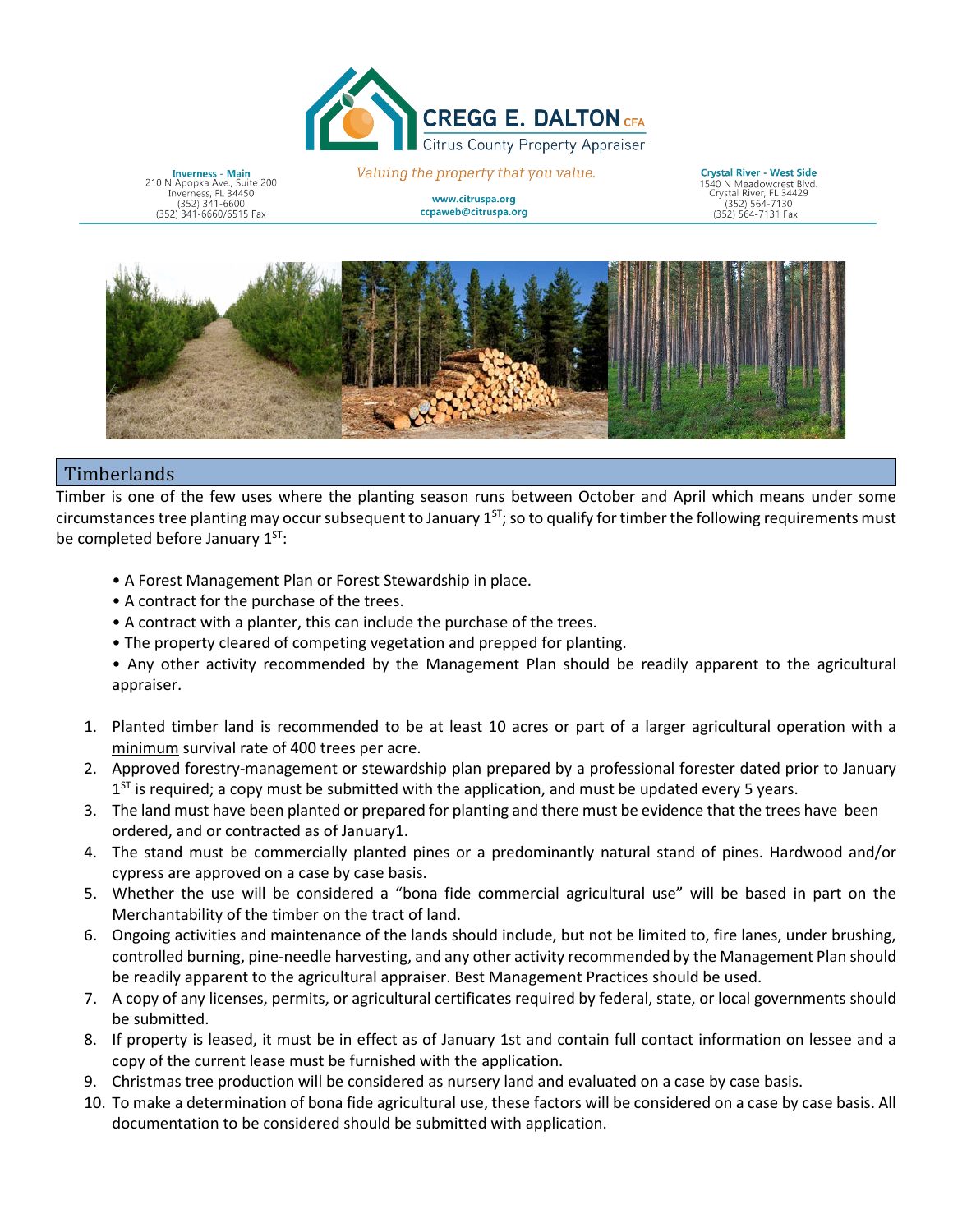# CREGG E. DALTON CFA

Citrus County Property Appraiser

*Valuing the property that you value.*

**Inverness - Main**
210 N Apopka Ave., Suite 200
Inverness, FL 34450
(352) 341-6600
(352) 341-6660/6515 Fax

**www.citruspa.org**
**ccpaweb@citruspa.org**

**Crystal River - West Side**
1540 N Meadowcrest Blvd.
Crystal River, FL 34429
(352) 564-7130
(352) 564-7131 Fax

## Timberlands

Timber is one of the few uses where the planting season runs between October and April which means under some circumstances tree planting may occur subsequent to January 1ST; so to qualify for timber the following requirements must be completed before January 1ST:

- A Forest Management Plan or Forest Stewardship in place.
- A contract for the purchase of the trees.
- A contract with a planter, this can include the purchase of the trees.
- The property cleared of competing vegetation and prepped for planting.
- Any other activity recommended by the Management Plan should be readily apparent to the agricultural appraiser.

1. Planted timber land is recommended to be at least 10 acres or part of a larger agricultural operation with a minimum survival rate of 400 trees per acre.
2. Approved forestry-management or stewardship plan prepared by a professional forester dated prior to January 1ST is required; a copy must be submitted with the application, and must be updated every 5 years.
3. The land must have been planted or prepared for planting and there must be evidence that the trees have been ordered, and or contracted as of January1.
4. The stand must be commercially planted pines or a predominantly natural stand of pines. Hardwood and/or cypress are approved on a case by case basis.
5. Whether the use will be considered a "bona fide commercial agricultural use" will be based in part on the Merchantability of the timber on the tract of land.
6. Ongoing activities and maintenance of the lands should include, but not be limited to, fire lanes, under brushing, controlled burning, pine-needle harvesting, and any other activity recommended by the Management Plan should be readily apparent to the agricultural appraiser. Best Management Practices should be used.
7. A copy of any licenses, permits, or agricultural certificates required by federal, state, or local governments should be submitted.
8. If property is leased, it must be in effect as of January 1st and contain full contact information on lessee and a copy of the current lease must be furnished with the application.
9. Christmas tree production will be considered as nursery land and evaluated on a case by case basis.
10. To make a determination of bona fide agricultural use, these factors will be considered on a case by case basis. All documentation to be considered should be submitted with application.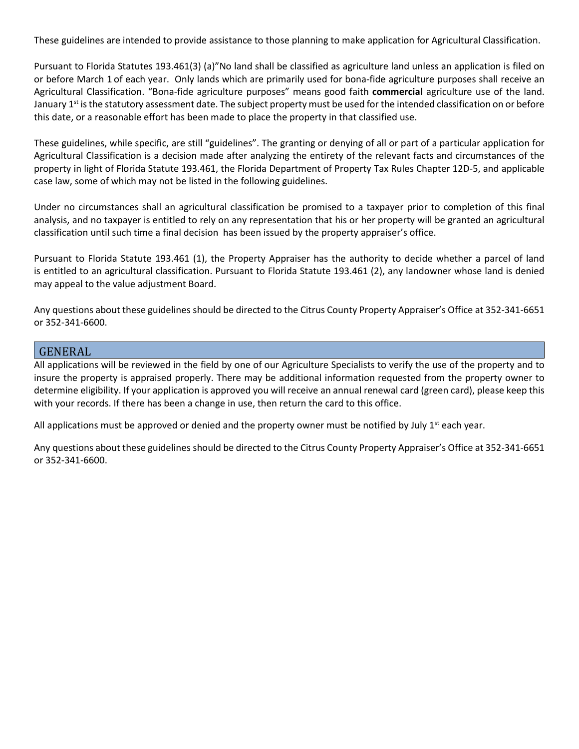These guidelines are intended to provide assistance to those planning to make application for Agricultural Classification.

Pursuant to Florida Statutes 193.461(3) (a)"No land shall be classified as agriculture land unless an application is filed on or before March 1 of each year. Only lands which are primarily used for bona-fide agriculture purposes shall receive an Agricultural Classification. "Bona-fide agriculture purposes" means good faith **commercial** agriculture use of the land. January 1st is the statutory assessment date. The subject property must be used for the intended classification on or before this date, or a reasonable effort has been made to place the property in that classified use.

These guidelines, while specific, are still "guidelines". The granting or denying of all or part of a particular application for Agricultural Classification is a decision made after analyzing the entirety of the relevant facts and circumstances of the property in light of Florida Statute 193.461, the Florida Department of Property Tax Rules Chapter 12D-5, and applicable case law, some of which may not be listed in the following guidelines.

Under no circumstances shall an agricultural classification be promised to a taxpayer prior to completion of this final analysis, and no taxpayer is entitled to rely on any representation that his or her property will be granted an agricultural classification until such time a final decision has been issued by the property appraiser's office.

Pursuant to Florida Statute 193.461 (1), the Property Appraiser has the authority to decide whether a parcel of land is entitled to an agricultural classification. Pursuant to Florida Statute 193.461 (2), any landowner whose land is denied may appeal to the value adjustment Board.

Any questions about these guidelines should be directed to the Citrus County Property Appraiser's Office at 352-341-6651 or 352-341-6600.

## GENERAL

All applications will be reviewed in the field by one of our Agriculture Specialists to verify the use of the property and to insure the property is appraised properly. There may be additional information requested from the property owner to determine eligibility. If your application is approved you will receive an annual renewal card (green card), please keep this with your records. If there has been a change in use, then return the card to this office.

All applications must be approved or denied and the property owner must be notified by July 1st each year.

Any questions about these guidelines should be directed to the Citrus County Property Appraiser's Office at 352-341-6651 or 352-341-6600.